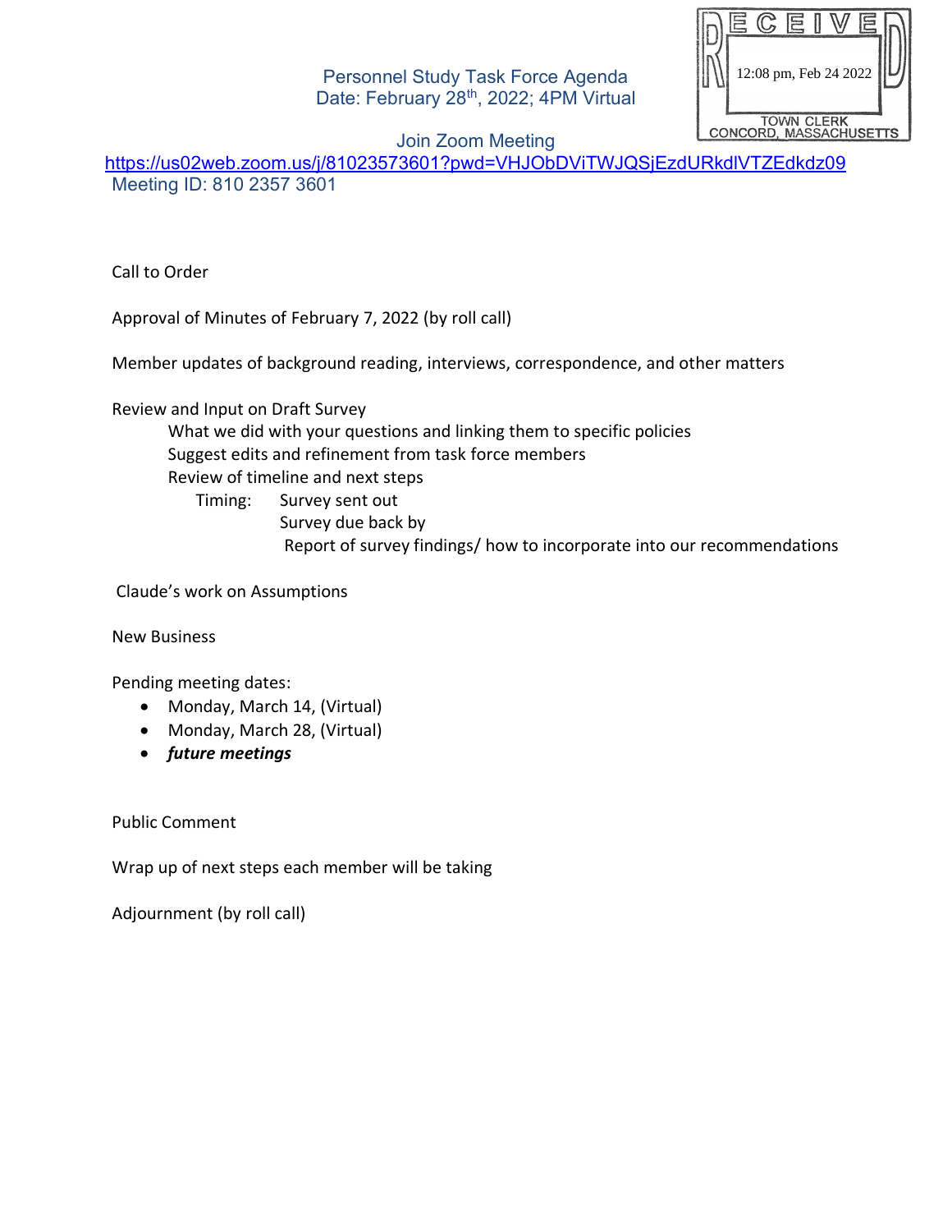RECEIVED
12:08 pm, Feb 24 2022
TOWN CLERK
CONCORD, MASSACHUSETTS

# Personnel Study Task Force Agenda

Date: February 28th, 2022; 4PM Virtual

Join Zoom Meeting

https://us02web.zoom.us/j/81023573601?pwd=VHJObDViTWJQSjEzdURkdlVTZEdkdz09

Meeting ID: 810 2357 3601

Call to Order

Approval of Minutes of February 7, 2022 (by roll call)

Member updates of background reading, interviews, correspondence, and other matters

Review and Input on Draft Survey

- What we did with your questions and linking them to specific policies
- Suggest edits and refinement from task force members
- Review of timeline and next steps
  - Timing:
    - Survey sent out
    - Survey due back by
    - Report of survey findings/ how to incorporate into our recommendations

Claude's work on Assumptions

New Business

Pending meeting dates:

- Monday, March 14, (Virtual)
- Monday, March 28, (Virtual)
- ***future meetings***

Public Comment

Wrap up of next steps each member will be taking

Adjournment (by roll call)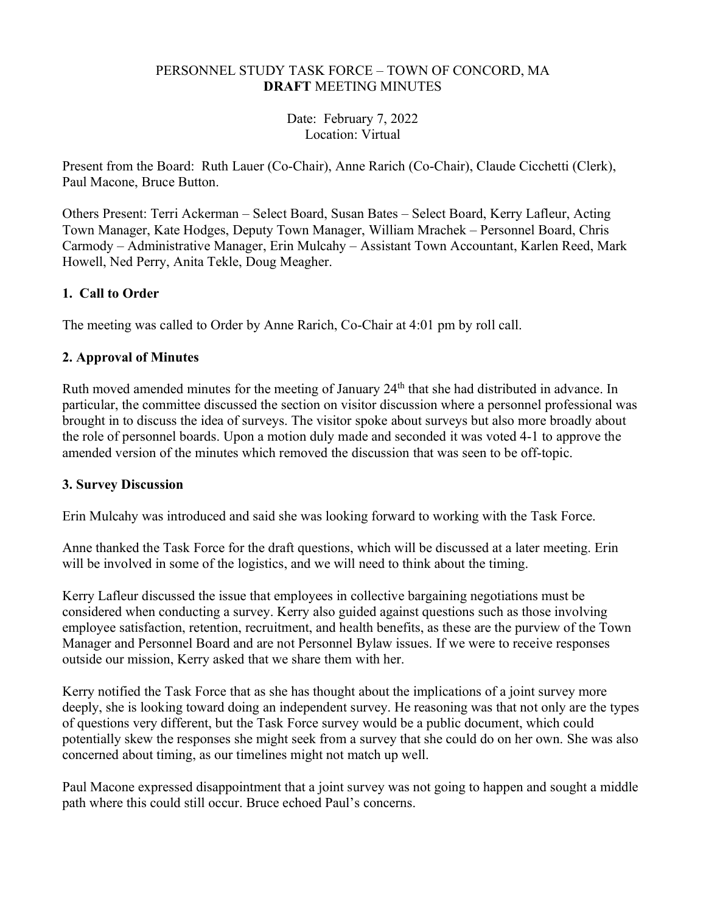PERSONNEL STUDY TASK FORCE – TOWN OF CONCORD, MA
**DRAFT** MEETING MINUTES

Date: February 7, 2022
Location: Virtual

Present from the Board: Ruth Lauer (Co-Chair), Anne Rarich (Co-Chair), Claude Cicchetti (Clerk), Paul Macone, Bruce Button.

Others Present: Terri Ackerman – Select Board, Susan Bates – Select Board, Kerry Lafleur, Acting Town Manager, Kate Hodges, Deputy Town Manager, William Mrachek – Personnel Board, Chris Carmody – Administrative Manager, Erin Mulcahy – Assistant Town Accountant, Karlen Reed, Mark Howell, Ned Perry, Anita Tekle, Doug Meagher.

## 1. Call to Order

The meeting was called to Order by Anne Rarich, Co-Chair at 4:01 pm by roll call.

## 2. Approval of Minutes

Ruth moved amended minutes for the meeting of January 24th that she had distributed in advance. In particular, the committee discussed the section on visitor discussion where a personnel professional was brought in to discuss the idea of surveys. The visitor spoke about surveys but also more broadly about the role of personnel boards. Upon a motion duly made and seconded it was voted 4-1 to approve the amended version of the minutes which removed the discussion that was seen to be off-topic.

## 3. Survey Discussion

Erin Mulcahy was introduced and said she was looking forward to working with the Task Force.

Anne thanked the Task Force for the draft questions, which will be discussed at a later meeting. Erin will be involved in some of the logistics, and we will need to think about the timing.

Kerry Lafleur discussed the issue that employees in collective bargaining negotiations must be considered when conducting a survey. Kerry also guided against questions such as those involving employee satisfaction, retention, recruitment, and health benefits, as these are the purview of the Town Manager and Personnel Board and are not Personnel Bylaw issues. If we were to receive responses outside our mission, Kerry asked that we share them with her.

Kerry notified the Task Force that as she has thought about the implications of a joint survey more deeply, she is looking toward doing an independent survey. He reasoning was that not only are the types of questions very different, but the Task Force survey would be a public document, which could potentially skew the responses she might seek from a survey that she could do on her own. She was also concerned about timing, as our timelines might not match up well.

Paul Macone expressed disappointment that a joint survey was not going to happen and sought a middle path where this could still occur. Bruce echoed Paul's concerns.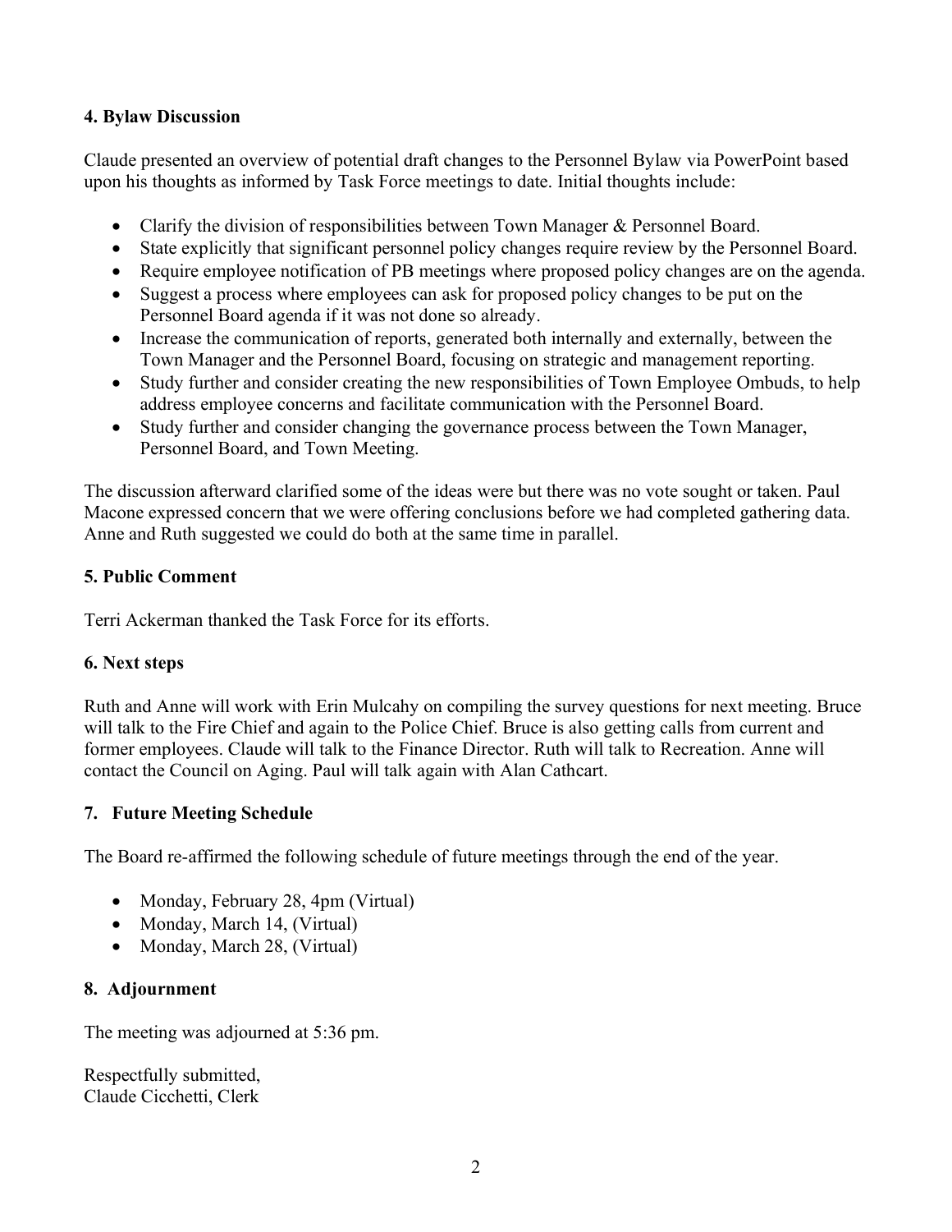### 4. Bylaw Discussion

Claude presented an overview of potential draft changes to the Personnel Bylaw via PowerPoint based upon his thoughts as informed by Task Force meetings to date. Initial thoughts include:

- Clarify the division of responsibilities between Town Manager & Personnel Board.
- State explicitly that significant personnel policy changes require review by the Personnel Board.
- Require employee notification of PB meetings where proposed policy changes are on the agenda.
- Suggest a process where employees can ask for proposed policy changes to be put on the Personnel Board agenda if it was not done so already.
- Increase the communication of reports, generated both internally and externally, between the Town Manager and the Personnel Board, focusing on strategic and management reporting.
- Study further and consider creating the new responsibilities of Town Employee Ombuds, to help address employee concerns and facilitate communication with the Personnel Board.
- Study further and consider changing the governance process between the Town Manager, Personnel Board, and Town Meeting.

The discussion afterward clarified some of the ideas were but there was no vote sought or taken. Paul Macone expressed concern that we were offering conclusions before we had completed gathering data. Anne and Ruth suggested we could do both at the same time in parallel.

### 5. Public Comment

Terri Ackerman thanked the Task Force for its efforts.

### 6. Next steps

Ruth and Anne will work with Erin Mulcahy on compiling the survey questions for next meeting. Bruce will talk to the Fire Chief and again to the Police Chief. Bruce is also getting calls from current and former employees. Claude will talk to the Finance Director. Ruth will talk to Recreation. Anne will contact the Council on Aging. Paul will talk again with Alan Cathcart.

### 7. Future Meeting Schedule

The Board re-affirmed the following schedule of future meetings through the end of the year.

- Monday, February 28, 4pm (Virtual)
- Monday, March 14, (Virtual)
- Monday, March 28, (Virtual)

### 8. Adjournment

The meeting was adjourned at 5:36 pm.

Respectfully submitted,
Claude Cicchetti, Clerk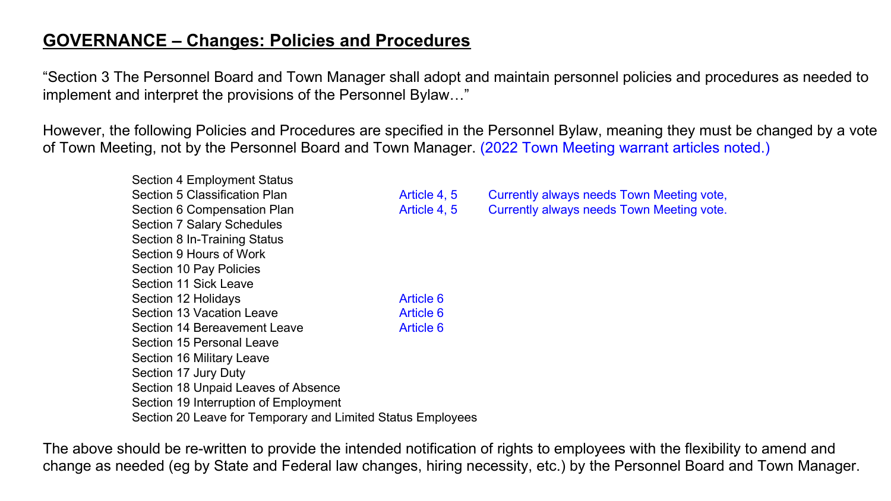## **GOVERNANCE – Changes: Policies and Procedures**

"Section 3 The Personnel Board and Town Manager shall adopt and maintain personnel policies and procedures as needed to implement and interpret the provisions of the Personnel Bylaw…"

However, the following Policies and Procedures are specified in the Personnel Bylaw, meaning they must be changed by a vote of Town Meeting, not by the Personnel Board and Town Manager. (2022 Town Meeting warrant articles noted.)

| | | |
|---|---|---|
| Section 4 Employment Status | | |
| Section 5 Classification Plan | Article 4, 5 | Currently always needs Town Meeting vote, |
| Section 6 Compensation Plan | Article 4, 5 | Currently always needs Town Meeting vote. |
| Section 7 Salary Schedules | | |
| Section 8 In-Training Status | | |
| Section 9 Hours of Work | | |
| Section 10 Pay Policies | | |
| Section 11 Sick Leave | | |
| Section 12 Holidays | Article 6 | |
| Section 13 Vacation Leave | Article 6 | |
| Section 14 Bereavement Leave | Article 6 | |
| Section 15 Personal Leave | | |
| Section 16 Military Leave | | |
| Section 17 Jury Duty | | |
| Section 18 Unpaid Leaves of Absence | | |
| Section 19 Interruption of Employment | | |
| Section 20 Leave for Temporary and Limited Status Employees | | |

The above should be re-written to provide the intended notification of rights to employees with the flexibility to amend and change as needed (eg by State and Federal law changes, hiring necessity, etc.) by the Personnel Board and Town Manager.